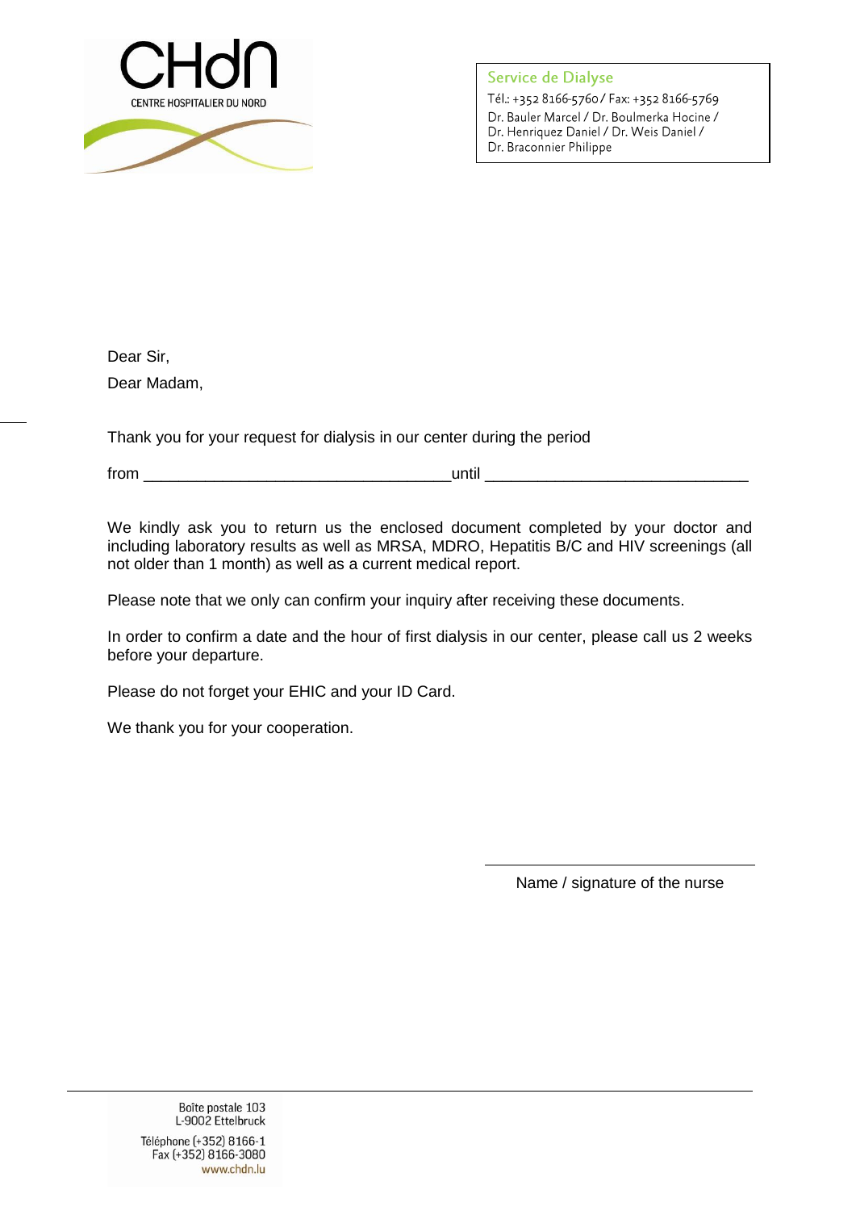CHdN

CENTRE HOSPITALIER DU NORD

**Service de Dialyse**

Tél.: +352 8166-5760 / Fax: +352 8166-5769
Dr. Bauler Marcel / Dr. Boulmerka Hocine /
Dr. Henriquez Daniel / Dr. Weis Daniel /
Dr. Braconnier Philippe

Dear Sir,

Dear Madam,

Thank you for your request for dialysis in our center during the period

from ___________________________________until ______________________________

We kindly ask you to return us the enclosed document completed by your doctor and including laboratory results as well as MRSA, MDRO, Hepatitis B/C and HIV screenings (all not older than 1 month) as well as a current medical report.

Please note that we only can confirm your inquiry after receiving these documents.

In order to confirm a date and the hour of first dialysis in our center, please call us 2 weeks before your departure.

Please do not forget your EHIC and your ID Card.

We thank you for your cooperation.

______________________________

Name / signature of the nurse

Boîte postale 103
L-9002 Ettelbruck

Téléphone (+352) 8166-1
Fax (+352) 8166-3080
www.chdn.lu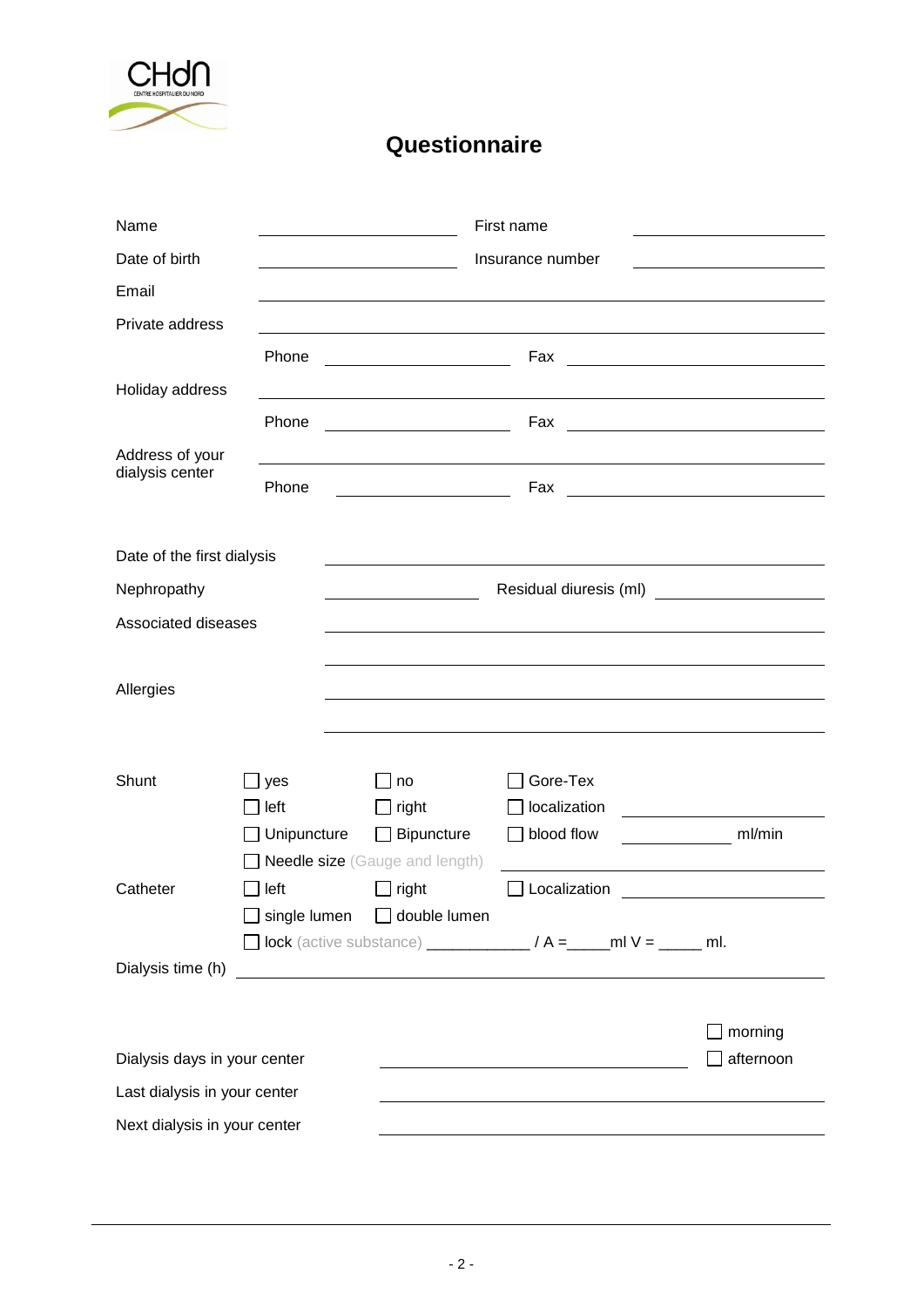# Questionnaire

Name ______________________ First name ______________________

Date of birth ______________________ Insurance number ______________________

Email ______________________________________________

Private address ______________________________________________

Phone ______________________ Fax ______________________

Holiday address ______________________________________________

Phone ______________________ Fax ______________________

Address of your dialysis center ______________________________________________

Phone ______________________ Fax ______________________

Date of the first dialysis ______________________________________________

Nephropathy ______________________ Residual diuresis (ml) ______________________

Associated diseases ______________________________________________

______________________________________________

Allergies ______________________________________________

______________________________________________

Shunt ☐ yes ☐ no ☐ Gore-Tex

☐ left ☐ right ☐ localization ______________________

☐ Unipuncture ☐ Bipuncture ☐ blood flow ______________ ml/min

☐ Needle size (Gauge and length) ______________________

Catheter ☐ left ☐ right ☐ Localization ______________________

☐ single lumen ☐ double lumen

☐ lock (active substance) ____________ / A =_____ml V = _____ ml.

Dialysis time (h) ______________________________________________

Dialysis days in your center ______________________ ☐ morning ☐ afternoon

Last dialysis in your center ______________________________________________

Next dialysis in your center ______________________________________________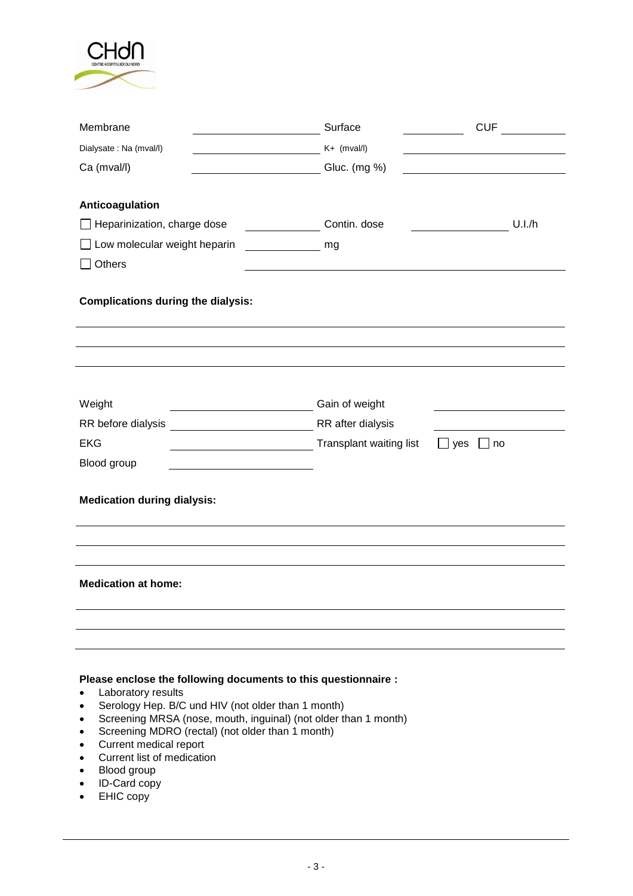Membrane ______________ Surface ______________ CUF ______________

Dialysate : Na (mval/l) ______________ K+ (mval/l) ______________

Ca (mval/l) ______________ Gluc. (mg %) ______________

**Anticoagulation**

- [ ] Heparinization, charge dose ______________ Contin. dose ______________ U.I./h
- [ ] Low molecular weight heparin ______________ mg
- [ ] Others ______________

**Complications during the dialysis:**

______________________________________________

______________________________________________

______________________________________________

Weight ______________ Gain of weight ______________

RR before dialysis ______________ RR after dialysis ______________

EKG ______________ Transplant waiting list ☐ yes ☐ no

Blood group ______________

**Medication during dialysis:**

______________________________________________

______________________________________________

______________________________________________

**Medication at home:**

______________________________________________

______________________________________________

______________________________________________

**Please enclose the following documents to this questionnaire :**

- Laboratory results
- Serology Hep. B/C und HIV (not older than 1 month)
- Screening MRSA (nose, mouth, inguinal) (not older than 1 month)
- Screening MDRO (rectal) (not older than 1 month)
- Current medical report
- Current list of medication
- Blood group
- ID-Card copy
- EHIC copy